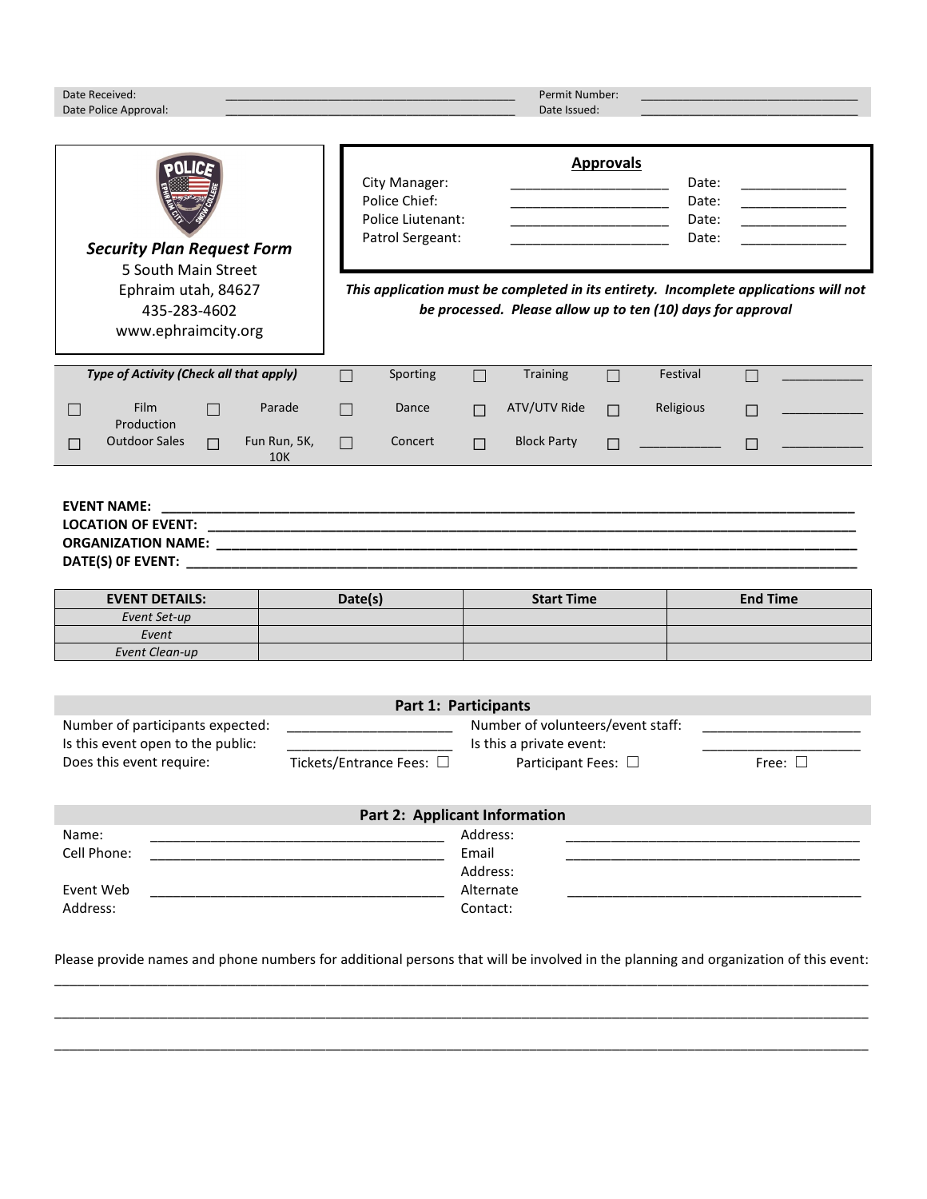| Date Received: | ____________________ | Permit Number: | ____________________ |
|---|---|---|---|
| Date Police Approval: | ____________________ | Date Issued: | ____________________ |

***Security Plan Request Form***
5 South Main Street
Ephraim utah, 84627
435-283-4602
www.ephraimcity.org

**Approvals**

| | | | |
|---|---|---|---|
| City Manager: | ____________________ | Date: | ______________ |
| Police Chief: | ____________________ | Date: | ______________ |
| Police Liutenant: | ____________________ | Date: | ______________ |
| Patrol Sergeant: | ____________________ | Date: | ______________ |

***This application must be completed in its entirety. Incomplete applications will not be processed. Please allow up to ten (10) days for approval***

| *Type of Activity (Check all that apply)* | | ☐ Sporting | ☐ Training | ☐ Festival | ☐ ____________ |
|---|---|---|---|---|---|
| ☐ Film Production | ☐ Parade | ☐ Dance | ☐ ATV/UTV Ride | ☐ Religious | ☐ ____________ |
| ☐ Outdoor Sales | ☐ Fun Run, 5K, 10K | ☐ Concert | ☐ Block Party | ☐ ____________ | ☐ ____________ |

**EVENT NAME:** ______________________________________________________________
**LOCATION OF EVENT:** ______________________________________________________________
**ORGANIZATION NAME:** ______________________________________________________________
**DATE(S) 0F EVENT:** ______________________________________________________________

| EVENT DETAILS: | Date(s) | Start Time | End Time |
|---|---|---|---|
| *Event Set-up* | | | |
| *Event* | | | |
| *Event Clean-up* | | | |

## Part 1: Participants

| | | | |
|---|---|---|---|
| Number of participants expected: | ____________________ | Number of volunteers/event staff: | ____________________ |
| Is this event open to the public: | ____________________ | Is this a private event: | ____________________ |
| Does this event require: | Tickets/Entrance Fees: ☐ | Participant Fees: ☐ | Free: ☐ |

## Part 2: Applicant Information

| | | | |
|---|---|---|---|
| Name: | ____________________________________ | Address: | ____________________________________ |
| Cell Phone: | ____________________________________ | Email Address: | ____________________________________ |
| Event Web Address: | ____________________________________ | Alternate Contact: | ____________________________________ |

Please provide names and phone numbers for additional persons that will be involved in the planning and organization of this event:

______________________________________________________________________________________________

______________________________________________________________________________________________

______________________________________________________________________________________________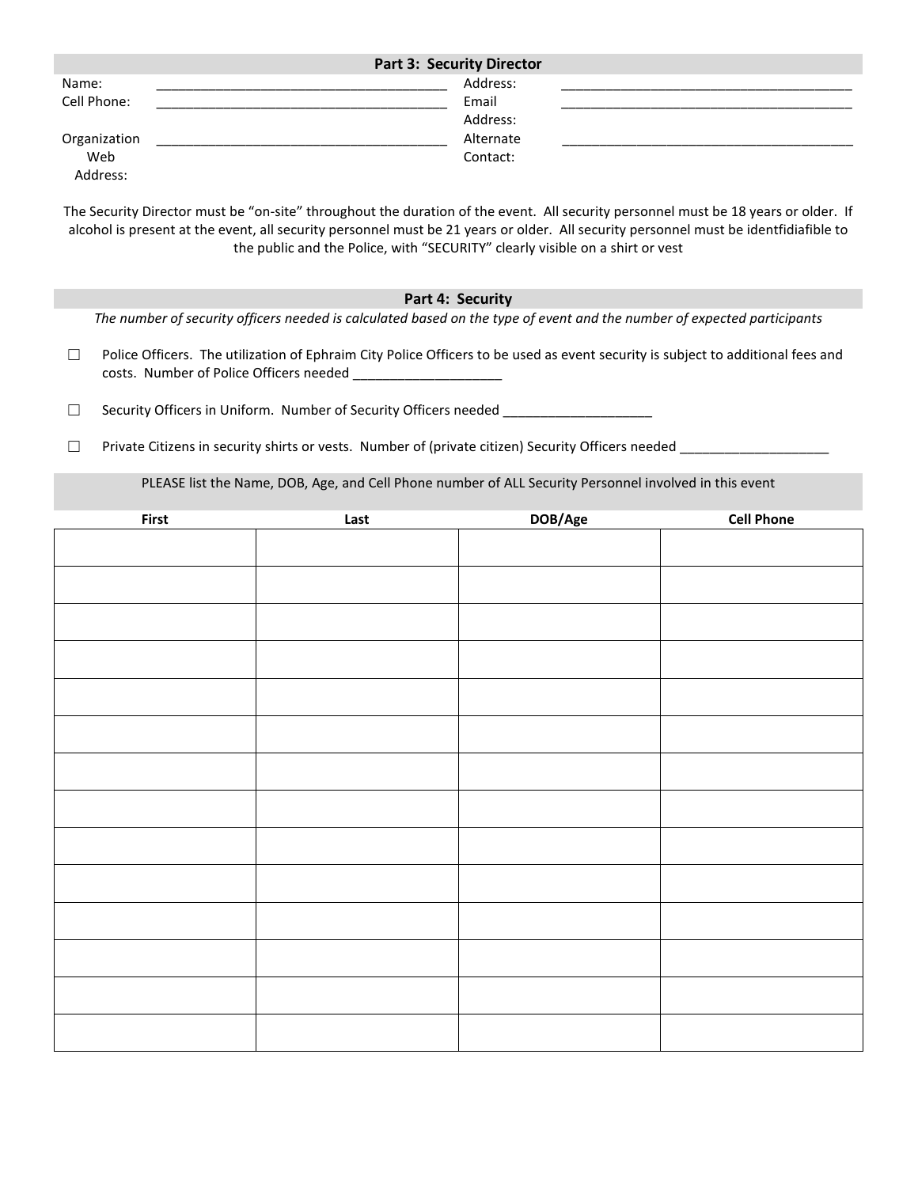## Part 3: Security Director

Name: ________________________________________ Address: ________________________________________

Cell Phone: ________________________________________ Email Address: ________________________________________

Organization Web Address: ________________________________________ Alternate Contact: ________________________________________

The Security Director must be "on-site" throughout the duration of the event. All security personnel must be 18 years or older. If alcohol is present at the event, all security personnel must be 21 years or older. All security personnel must be identfidiafible to the public and the Police, with "SECURITY" clearly visible on a shirt or vest

## Part 4: Security

*The number of security officers needed is calculated based on the type of event and the number of expected participants*

☐ Police Officers. The utilization of Ephraim City Police Officers to be used as event security is subject to additional fees and costs. Number of Police Officers needed ____________________

☐ Security Officers in Uniform. Number of Security Officers needed ____________________

☐ Private Citizens in security shirts or vests. Number of (private citizen) Security Officers needed ____________________

PLEASE list the Name, DOB, Age, and Cell Phone number of ALL Security Personnel involved in this event

| First | Last | DOB/Age | Cell Phone |
|---|---|---|---|
| | | | |
| | | | |
| | | | |
| | | | |
| | | | |
| | | | |
| | | | |
| | | | |
| | | | |
| | | | |
| | | | |
| | | | |
| | | | |
| | | | |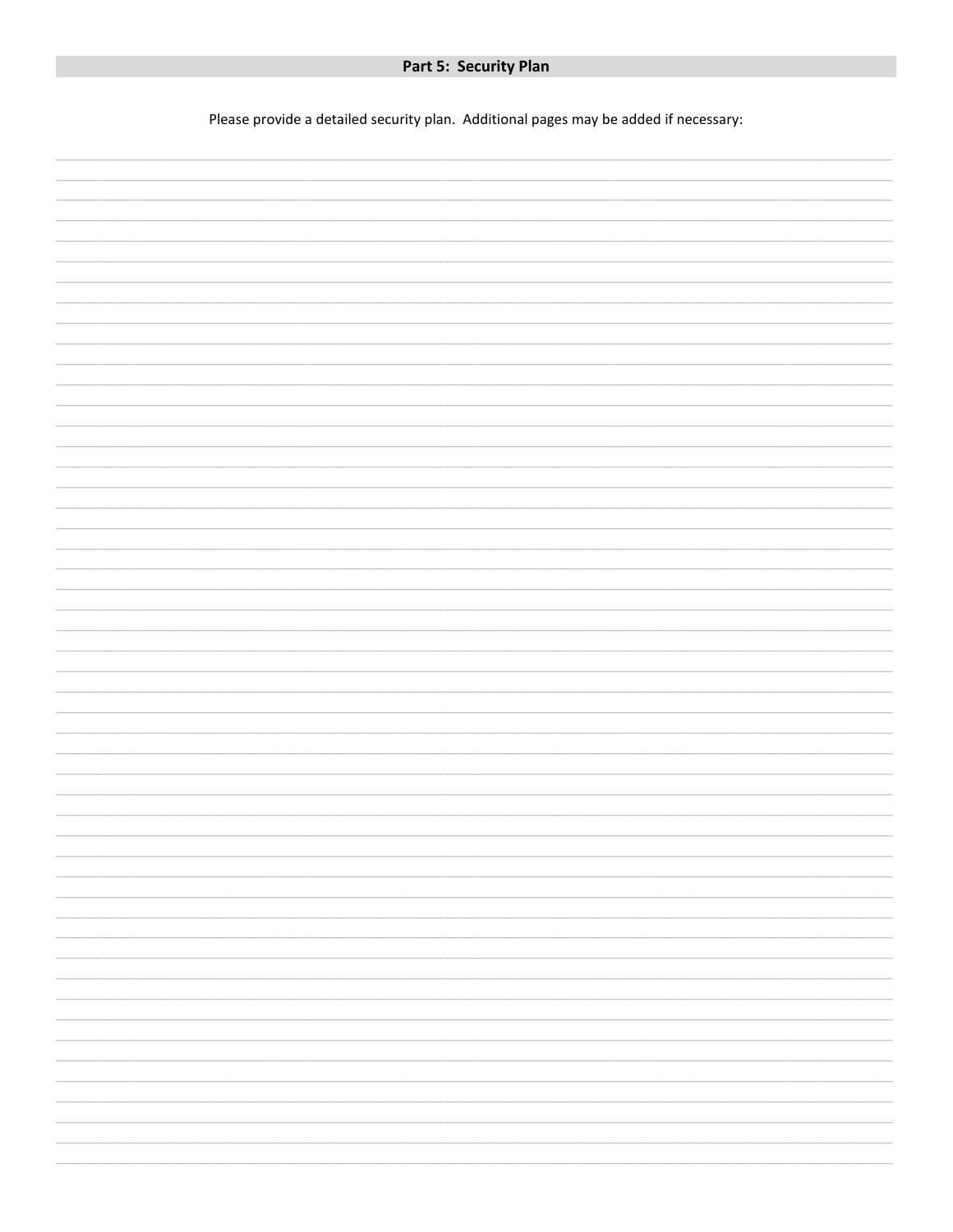## Part 5: Security Plan

Please provide a detailed security plan. Additional pages may be added if necessary: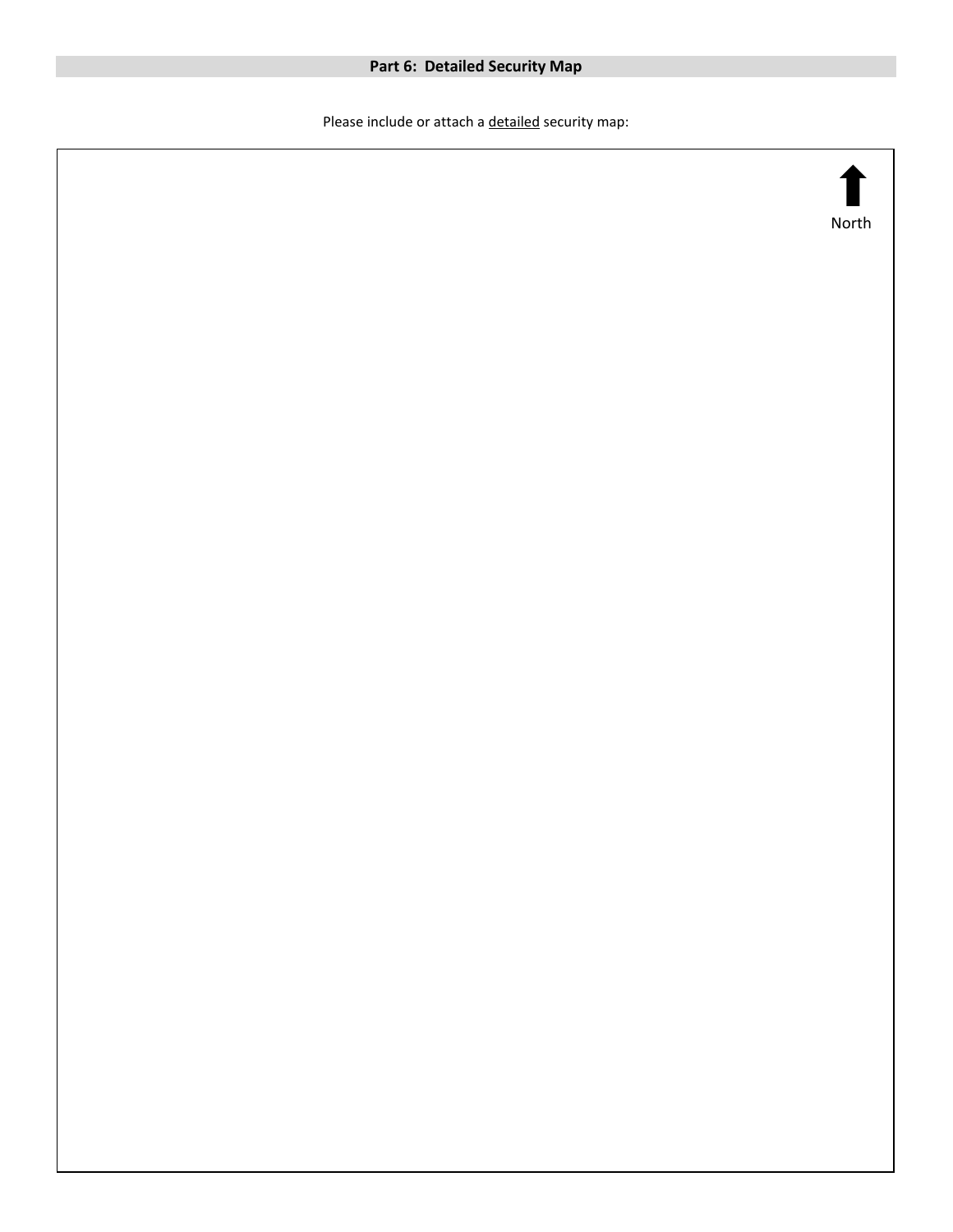## Part 6: Detailed Security Map

Please include or attach a <u>detailed</u> security map:

North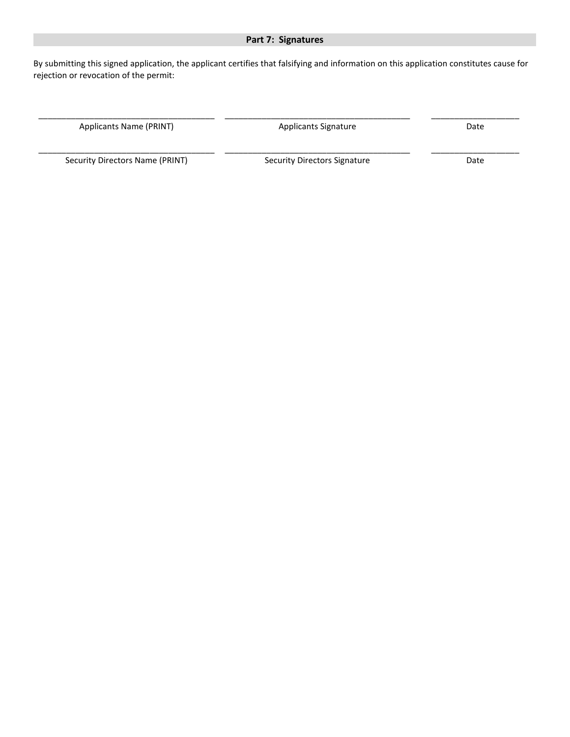## Part 7: Signatures

By submitting this signed application, the applicant certifies that falsifying and information on this application constitutes cause for rejection or revocation of the permit:

| | | |
|---|---|---|
| ______________________________ | ______________________________ | ______________ |
| Applicants Name (PRINT) | Applicants Signature | Date |
| ______________________________ | ______________________________ | ______________ |
| Security Directors Name (PRINT) | Security Directors Signature | Date |